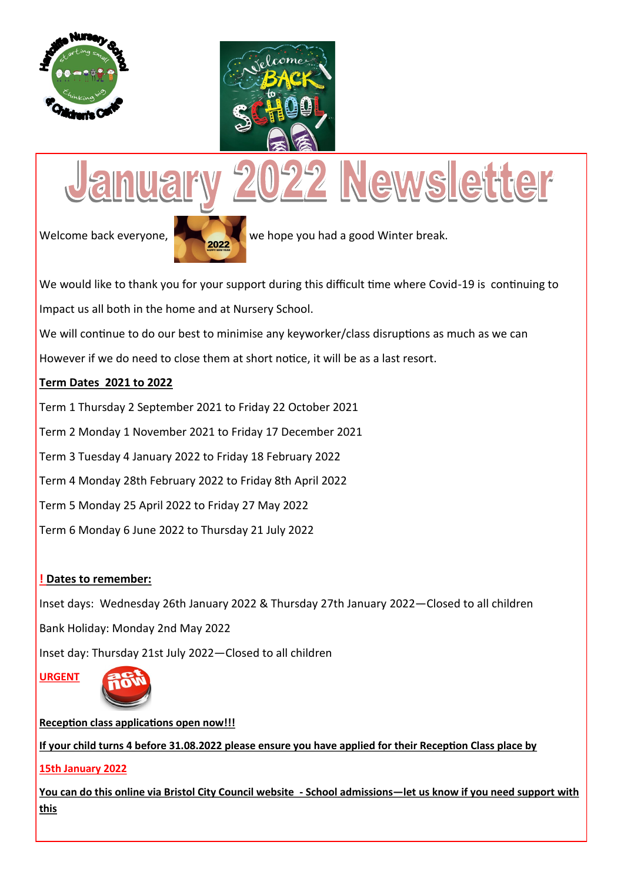# January 2022 Newsletter

Welcome back everyone, we hope you had a good Winter break.

We would like to thank you for your support during this difficult time where Covid-19 is continuing to Impact us all both in the home and at Nursery School.

We will continue to do our best to minimise any keyworker/class disruptions as much as we can However if we do need to close them at short notice, it will be as a last resort.

**Term Dates 2021 to 2022**

Term 1 Thursday 2 September 2021 to Friday 22 October 2021

Term 2 Monday 1 November 2021 to Friday 17 December 2021

Term 3 Tuesday 4 January 2022 to Friday 18 February 2022

Term 4 Monday 28th February 2022 to Friday 8th April 2022

Term 5 Monday 25 April 2022 to Friday 27 May 2022

Term 6 Monday 6 June 2022 to Thursday 21 July 2022

**! Dates to remember:**

Inset days: Wednesday 26th January 2022 & Thursday 27th January 2022—Closed to all children

Bank Holiday: Monday 2nd May 2022

Inset day: Thursday 21st July 2022—Closed to all children

**URGENT**

**Reception class applications open now!!!**

**If your child turns 4 before 31.08.2022 please ensure you have applied for their Reception Class place by 15th January 2022**

**You can do this online via Bristol City Council website - School admissions—let us know if you need support with this**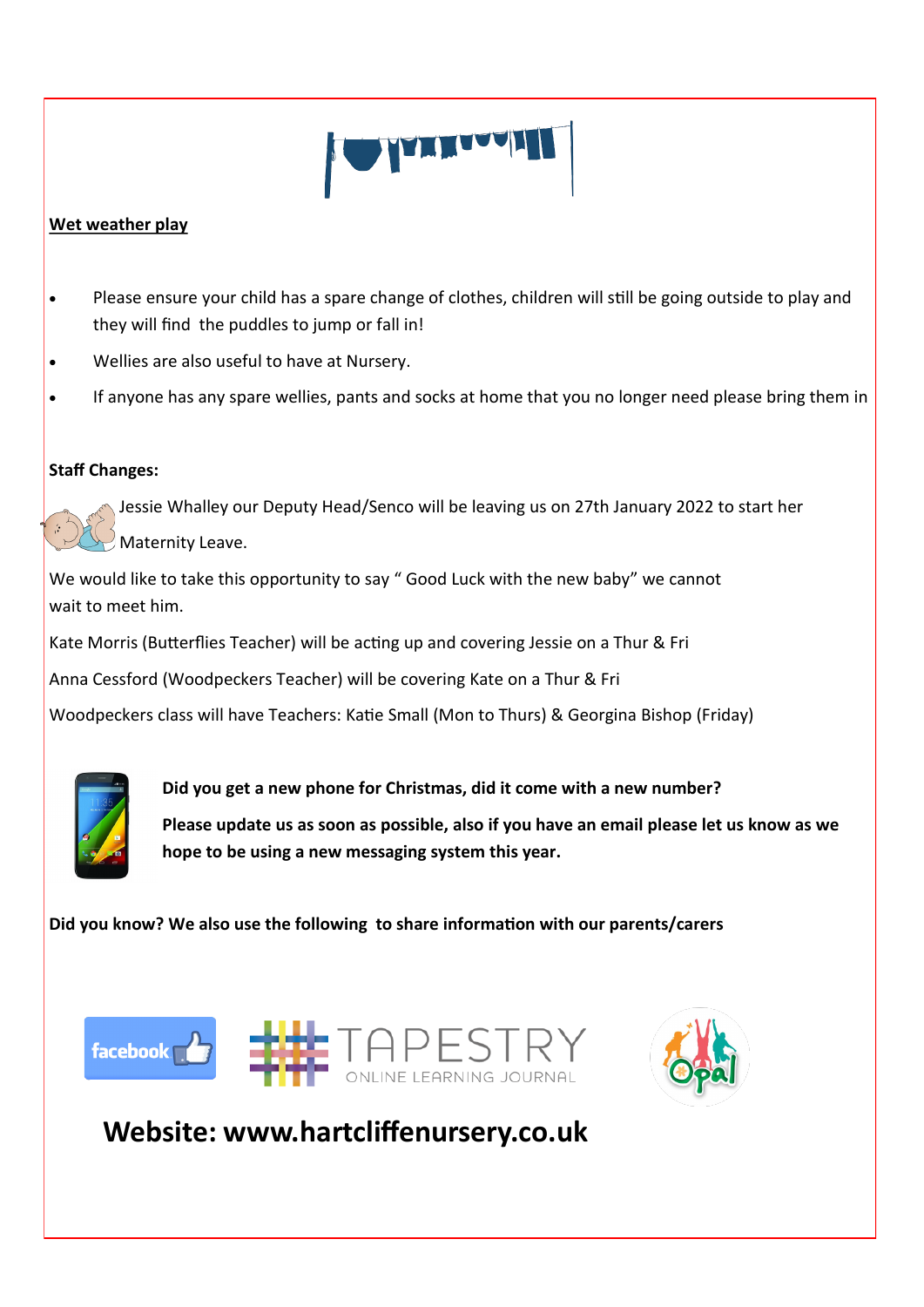**Wet weather play**

- Please ensure your child has a spare change of clothes, children will still be going outside to play and they will find the puddles to jump or fall in!
- Wellies are also useful to have at Nursery.
- If anyone has any spare wellies, pants and socks at home that you no longer need please bring them in

**Staff Changes:**

Jessie Whalley our Deputy Head/Senco will be leaving us on 27th January 2022 to start her Maternity Leave.

We would like to take this opportunity to say " Good Luck with the new baby" we cannot wait to meet him.

Kate Morris (Butterflies Teacher) will be acting up and covering Jessie on a Thur & Fri

Anna Cessford (Woodpeckers Teacher) will be covering Kate on a Thur & Fri

Woodpeckers class will have Teachers: Katie Small (Mon to Thurs) & Georgina Bishop (Friday)

**Did you get a new phone for Christmas, did it come with a new number?**

**Please update us as soon as possible, also if you have an email please let us know as we hope to be using a new messaging system this year.**

**Did you know? We also use the following to share information with our parents/carers**

facebook

TAPESTRY ONLINE LEARNING JOURNAL

Opal

**Website: www.hartcliffenursery.co.uk**